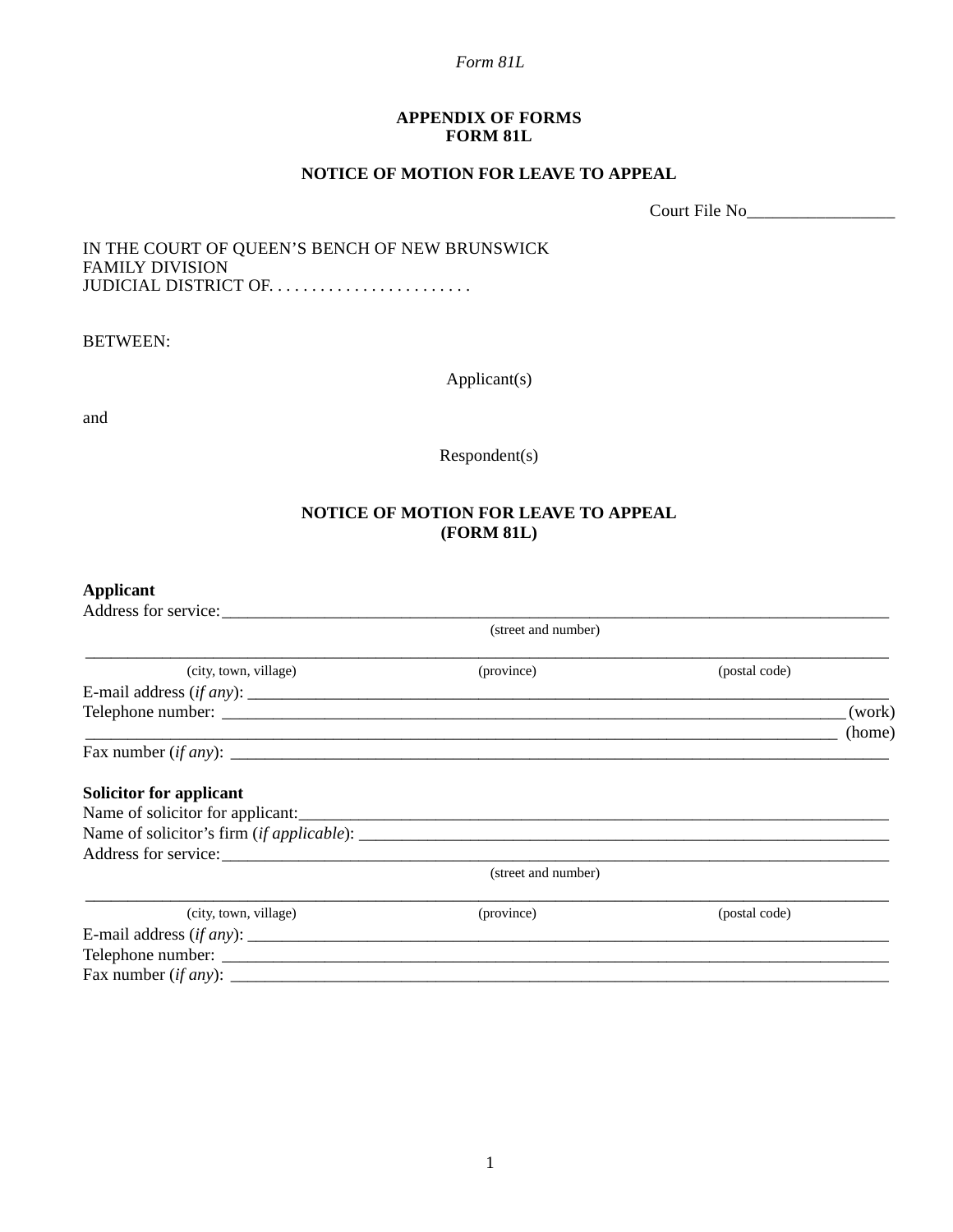*Form 81L*

**APPENDIX OF FORMS**
**FORM 81L**

**NOTICE OF MOTION FOR LEAVE TO APPEAL**

Court File No_________________

IN THE COURT OF QUEEN'S BENCH OF NEW BRUNSWICK
FAMILY DIVISION
JUDICIAL DISTRICT OF. . . . . . . . . . . . . . . . . . . . . . . .

BETWEEN:

Applicant(s)

and

Respondent(s)

**NOTICE OF MOTION FOR LEAVE TO APPEAL**
**(FORM 81L)**

**Applicant**

Address for service:_______________________________________________________________________________
(street and number)

_______________________________________________________________________________________________
(city, town, village) (province) (postal code)

E-mail address (*if any*): ___________________________________________________________________________

Telephone number: ____________________________________________________________________________ (work)

_______________________________________________________________________________________________ (home)

Fax number (*if any*): ______________________________________________________________________________

**Solicitor for applicant**

Name of solicitor for applicant:_______________________________________________________________________

Name of solicitor's firm (*if applicable*): _______________________________________________________________

Address for service:_______________________________________________________________________________
(street and number)

_______________________________________________________________________________________________
(city, town, village) (province) (postal code)

E-mail address (*if any*): ___________________________________________________________________________

Telephone number: ________________________________________________________________________________

Fax number (*if any*): ______________________________________________________________________________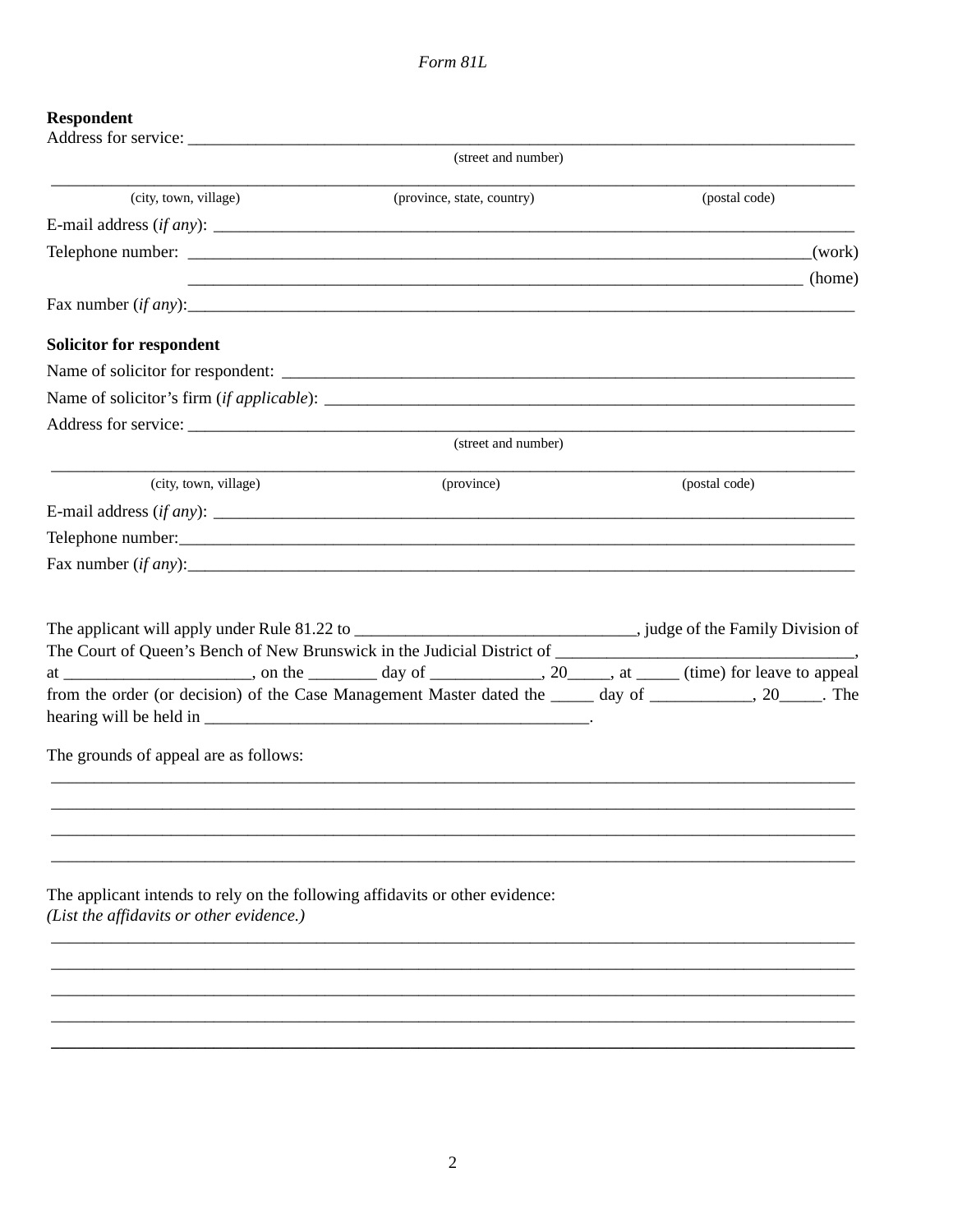**Respondent**

Address for service: ___________________________________________________________________________

(street and number)

_____________________________________________________________________________________________

(city, town, village) (province, state, country) (postal code)

E-mail address (*if any*): ______________________________________________________________________

Telephone number: ____________________________________________________________________(work)

_________________________________________________________________________ (home)

Fax number (*if any*):__________________________________________________________________________

**Solicitor for respondent**

Name of solicitor for respondent: _________________________________________________________________

Name of solicitor's firm (*if applicable*): ____________________________________________________________

Address for service: ___________________________________________________________________________

(street and number)

_____________________________________________________________________________________________

(city, town, village) (province) (postal code)

E-mail address (*if any*): ______________________________________________________________________

Telephone number:_____________________________________________________________________________

Fax number (*if any*):__________________________________________________________________________

The applicant will apply under Rule 81.22 to _________________________________, judge of the Family Division of The Court of Queen's Bench of New Brunswick in the Judicial District of __________________________________, at ______________________, on the ________ day of _____________, 20_____, at _____ (time) for leave to appeal from the order (or decision) of the Case Management Master dated the _____ day of ____________, 20_____. The hearing will be held in ______________________________________________.

The grounds of appeal are as follows:

_____________________________________________________________________________________________

_____________________________________________________________________________________________

_____________________________________________________________________________________________

_____________________________________________________________________________________________

The applicant intends to rely on the following affidavits or other evidence:
*(List the affidavits or other evidence.)*

_____________________________________________________________________________________________

_____________________________________________________________________________________________

_____________________________________________________________________________________________

_____________________________________________________________________________________________

_____________________________________________________________________________________________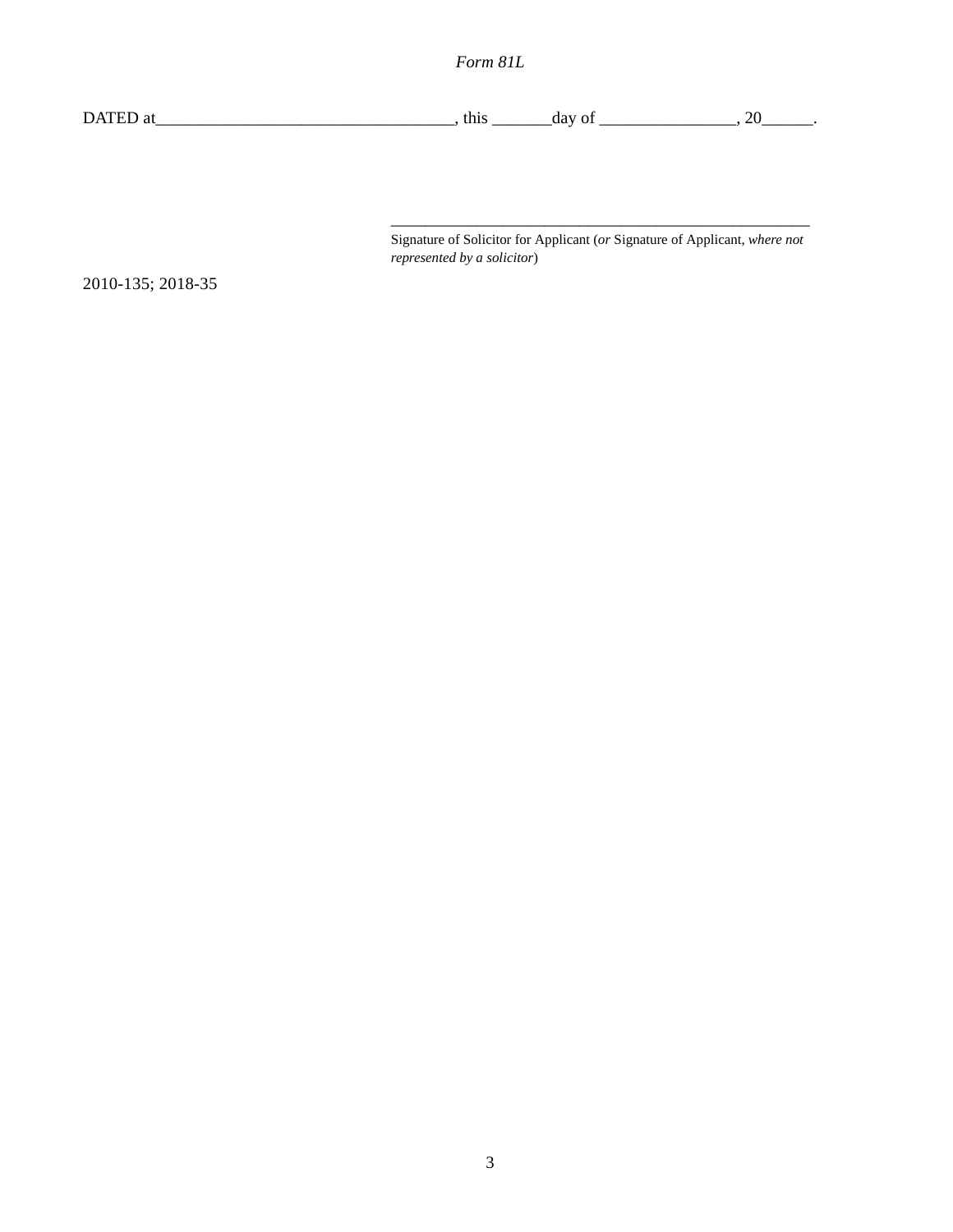*Form 81L*

DATED at___________________________________, this _______day of ________________, 20______.

_______________________________________________________

Signature of Solicitor for Applicant (*or* Signature of Applicant, *where not represented by a solicitor*)

2010-135; 2018-35